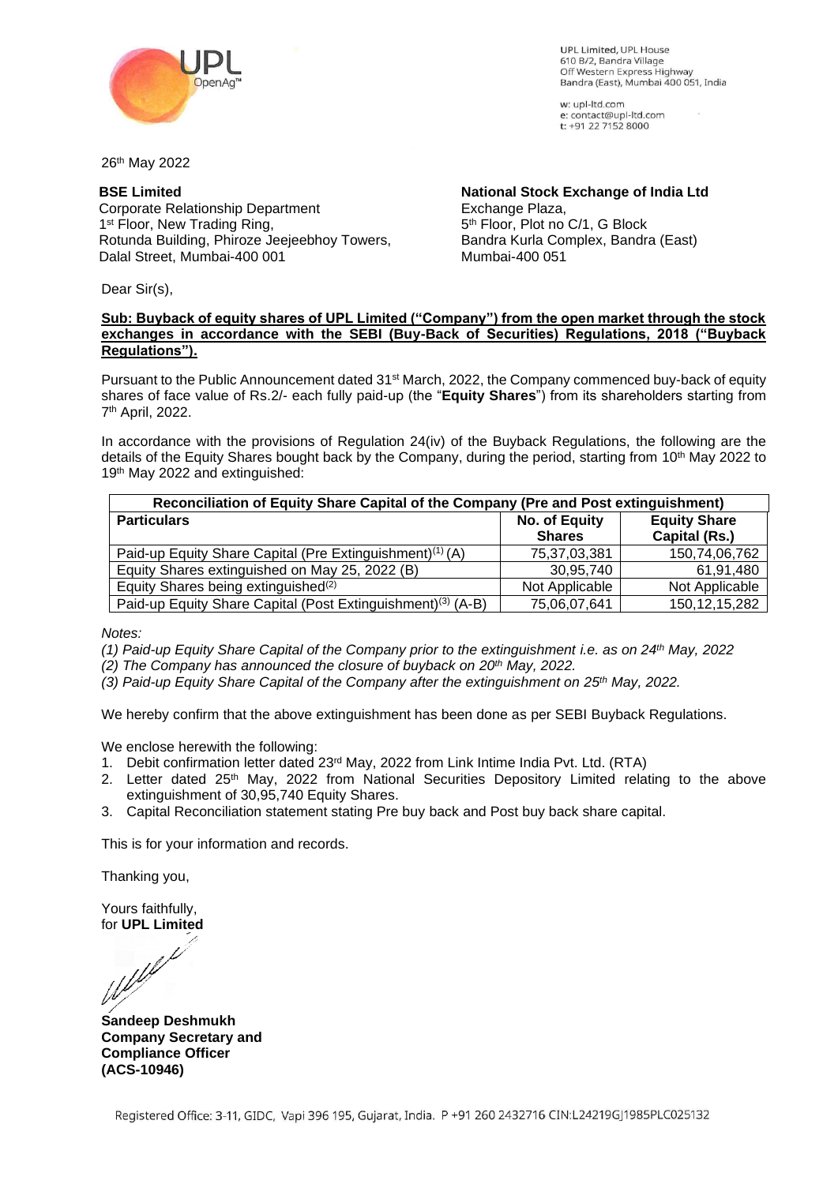UPL Limited, UPL House
610 B/2, Bandra Village
Off Western Express Highway
Bandra (East), Mumbai 400 051, India

w: upl-ltd.com
e: contact@upl-ltd.com
t: +91 22 7152 8000

26th May 2022

**BSE Limited**
Corporate Relationship Department
1st Floor, New Trading Ring,
Rotunda Building, Phiroze Jeejeebhoy Towers,
Dalal Street, Mumbai-400 001

**National Stock Exchange of India Ltd**
Exchange Plaza,
5th Floor, Plot no C/1, G Block
Bandra Kurla Complex, Bandra (East)
Mumbai-400 051

Dear Sir(s),

**Sub: Buyback of equity shares of UPL Limited ("Company") from the open market through the stock exchanges in accordance with the SEBI (Buy-Back of Securities) Regulations, 2018 ("Buyback Regulations").**

Pursuant to the Public Announcement dated 31st March, 2022, the Company commenced buy-back of equity shares of face value of Rs.2/- each fully paid-up (the "**Equity Shares**") from its shareholders starting from 7th April, 2022.

In accordance with the provisions of Regulation 24(iv) of the Buyback Regulations, the following are the details of the Equity Shares bought back by the Company, during the period, starting from 10th May 2022 to 19th May 2022 and extinguished:

| Reconciliation of Equity Share Capital of the Company (Pre and Post extinguishment) | | |
|---|---|---|
| **Particulars** | **No. of Equity Shares** | **Equity Share Capital (Rs.)** |
| Paid-up Equity Share Capital (Pre Extinguishment)(1) (A) | 75,37,03,381 | 150,74,06,762 |
| Equity Shares extinguished on May 25, 2022 (B) | 30,95,740 | 61,91,480 |
| Equity Shares being extinguished(2) | Not Applicable | Not Applicable |
| Paid-up Equity Share Capital (Post Extinguishment)(3) (A-B) | 75,06,07,641 | 150,12,15,282 |

*Notes:*

*(1) Paid-up Equity Share Capital of the Company prior to the extinguishment i.e. as on 24th May, 2022*

*(2) The Company has announced the closure of buyback on 20th May, 2022.*

*(3) Paid-up Equity Share Capital of the Company after the extinguishment on 25th May, 2022.*

We hereby confirm that the above extinguishment has been done as per SEBI Buyback Regulations.

We enclose herewith the following:

1. Debit confirmation letter dated 23rd May, 2022 from Link Intime India Pvt. Ltd. (RTA)
2. Letter dated 25th May, 2022 from National Securities Depository Limited relating to the above extinguishment of 30,95,740 Equity Shares.
3. Capital Reconciliation statement stating Pre buy back and Post buy back share capital.

This is for your information and records.

Thanking you,

Yours faithfully,
for **UPL Limited**

**Sandeep Deshmukh**
**Company Secretary and Compliance Officer**
**(ACS-10946)**

Registered Office: 3-11, GIDC, Vapi 396 195, Gujarat, India. P +91 260 2432716 CIN:L24219GJ1985PLC025132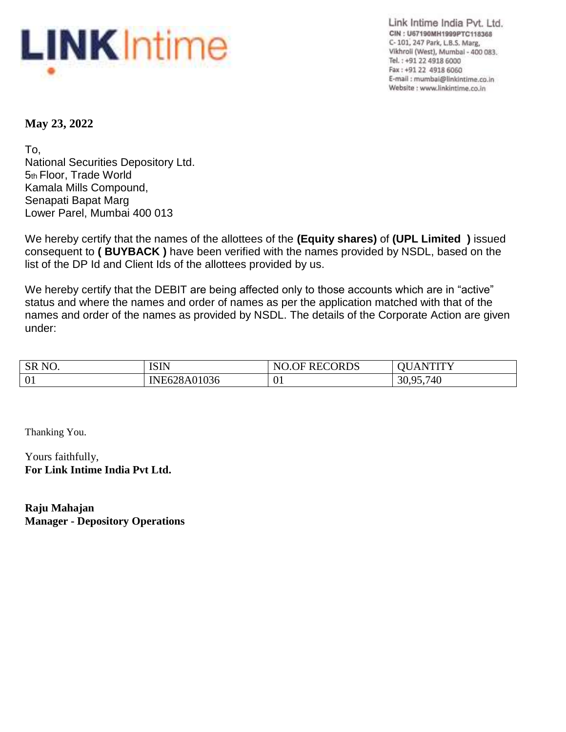Link Intime India Pvt. Ltd.
CIN : U67190MH1999PTC118368
C- 101, 247 Park, L.B.S. Marg,
Vikhroli (West), Mumbai - 400 083.
Tel. : +91 22 4918 6000
Fax : +91 22 4918 6060
E-mail : mumbai@linkintime.co.in
Website : www.linkintime.co.in

**May 23, 2022**

To,
National Securities Depository Ltd.
5th Floor, Trade World
Kamala Mills Compound,
Senapati Bapat Marg
Lower Parel, Mumbai 400 013

We hereby certify that the names of the allottees of the **(Equity shares)** of **(UPL Limited )** issued consequent to **( BUYBACK )** have been verified with the names provided by NSDL, based on the list of the DP Id and Client Ids of the allottees provided by us.

We hereby certify that the DEBIT are being affected only to those accounts which are in "active" status and where the names and order of names as per the application matched with that of the names and order of the names as provided by NSDL. The details of the Corporate Action are given under:

| SR NO. | ISIN | NO.OF RECORDS | QUANTITY |
|---|---|---|---|
| 01 | INE628A01036 | 01 | 30,95,740 |

Thanking You.

Yours faithfully,
**For Link Intime India Pvt Ltd.**

**Raju Mahajan**
**Manager - Depository Operations**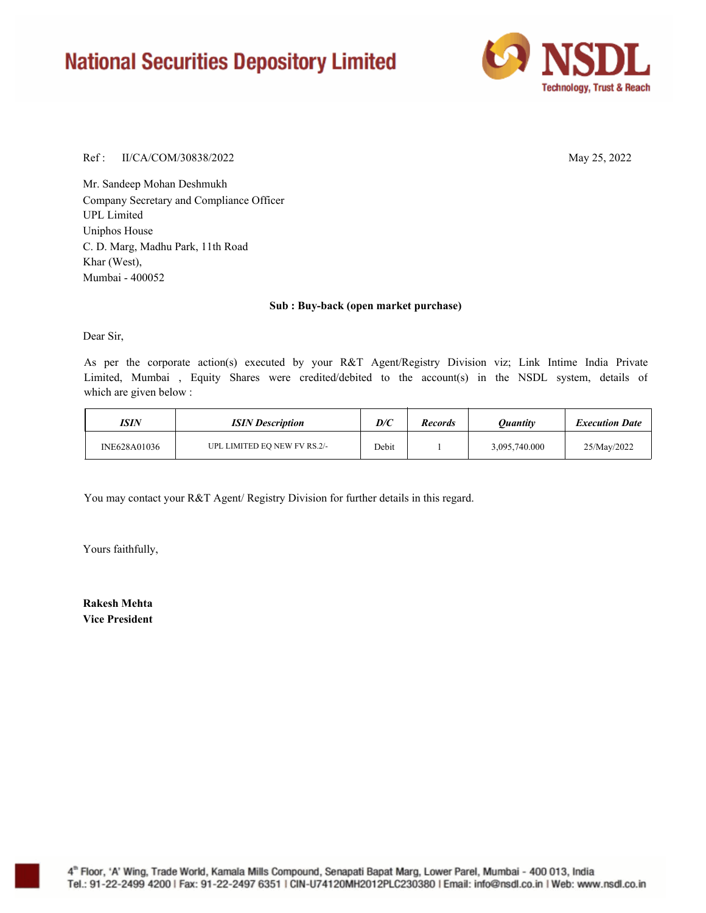# National Securities Depository Limited

**NSDL**
Technology, Trust & Reach

Ref : II/CA/COM/30838/2022

May 25, 2022

Mr. Sandeep Mohan Deshmukh
Company Secretary and Compliance Officer
UPL Limited
Uniphos House
C. D. Marg, Madhu Park, 11th Road
Khar (West),
Mumbai - 400052

**Sub : Buy-back (open market purchase)**

Dear Sir,

As per the corporate action(s) executed by your R&T Agent/Registry Division viz; Link Intime India Private Limited, Mumbai , Equity Shares were credited/debited to the account(s) in the NSDL system, details of which are given below :

| *ISIN* | *ISIN Description* | *D/C* | *Records* | *Quantity* | *Execution Date* |
|---|---|---|---|---|---|
| INE628A01036 | UPL LIMITED EQ NEW FV RS.2/- | Debit | 1 | 3,095,740.000 | 25/May/2022 |

You may contact your R&T Agent/ Registry Division for further details in this regard.

Yours faithfully,

**Rakesh Mehta**
**Vice President**

4th Floor, 'A' Wing, Trade World, Kamala Mills Compound, Senapati Bapat Marg, Lower Parel, Mumbai - 400 013, India
Tel.: 91-22-2499 4200 | Fax: 91-22-2497 6351 | CIN-U74120MH2012PLC230380 | Email: info@nsdl.co.in | Web: www.nsdl.co.in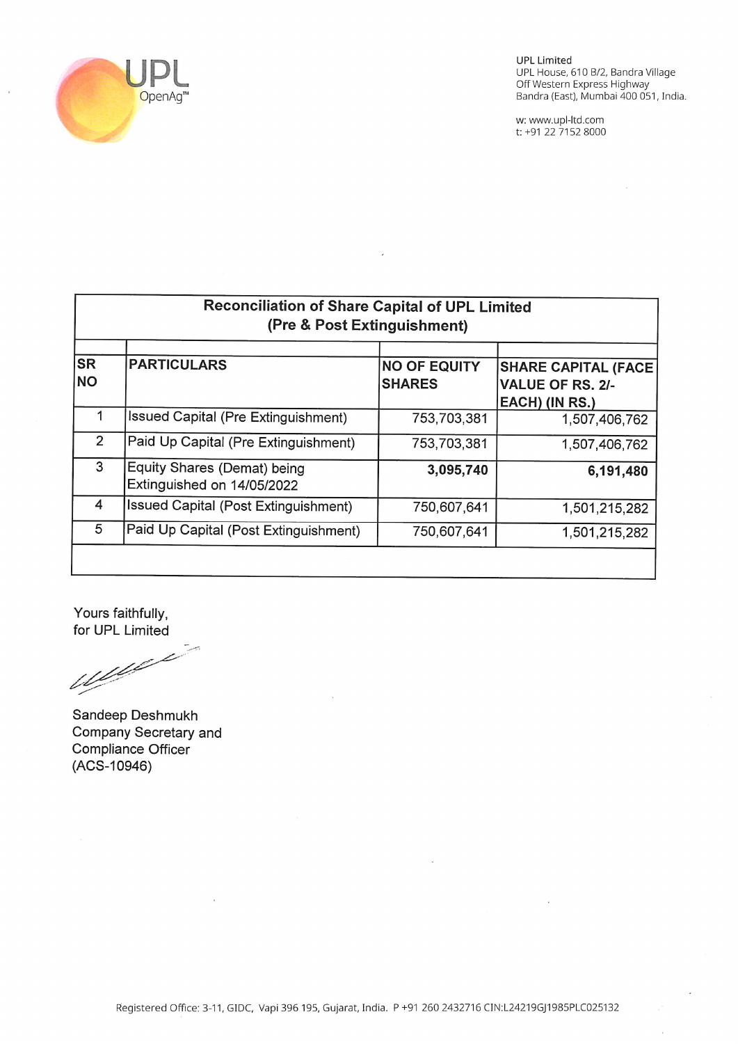UPL Limited
UPL House, 610 B/2, Bandra Village
Off Western Express Highway
Bandra (East), Mumbai 400 051, India.

w: www.upl-ltd.com
t: +91 22 7152 8000

| Reconciliation of Share Capital of UPL Limited (Pre & Post Extinguishment) | | | |
|---|---|---|---|
| **SR NO** | **PARTICULARS** | **NO OF EQUITY SHARES** | **SHARE CAPITAL (FACE VALUE OF RS. 2/- EACH) (IN RS.)** |
| 1 | Issued Capital (Pre Extinguishment) | 753,703,381 | 1,507,406,762 |
| 2 | Paid Up Capital (Pre Extinguishment) | 753,703,381 | 1,507,406,762 |
| 3 | Equity Shares (Demat) being Extinguished on 14/05/2022 | **3,095,740** | **6,191,480** |
| 4 | Issued Capital (Post Extinguishment) | 750,607,641 | 1,501,215,282 |
| 5 | Paid Up Capital (Post Extinguishment) | 750,607,641 | 1,501,215,282 |

Yours faithfully,
for UPL Limited

Sandeep Deshmukh
Company Secretary and
Compliance Officer
(ACS-10946)

Registered Office: 3-11, GIDC, Vapi 396 195, Gujarat, India. P +91 260 2432716 CIN:L24219GJ1985PLC025132